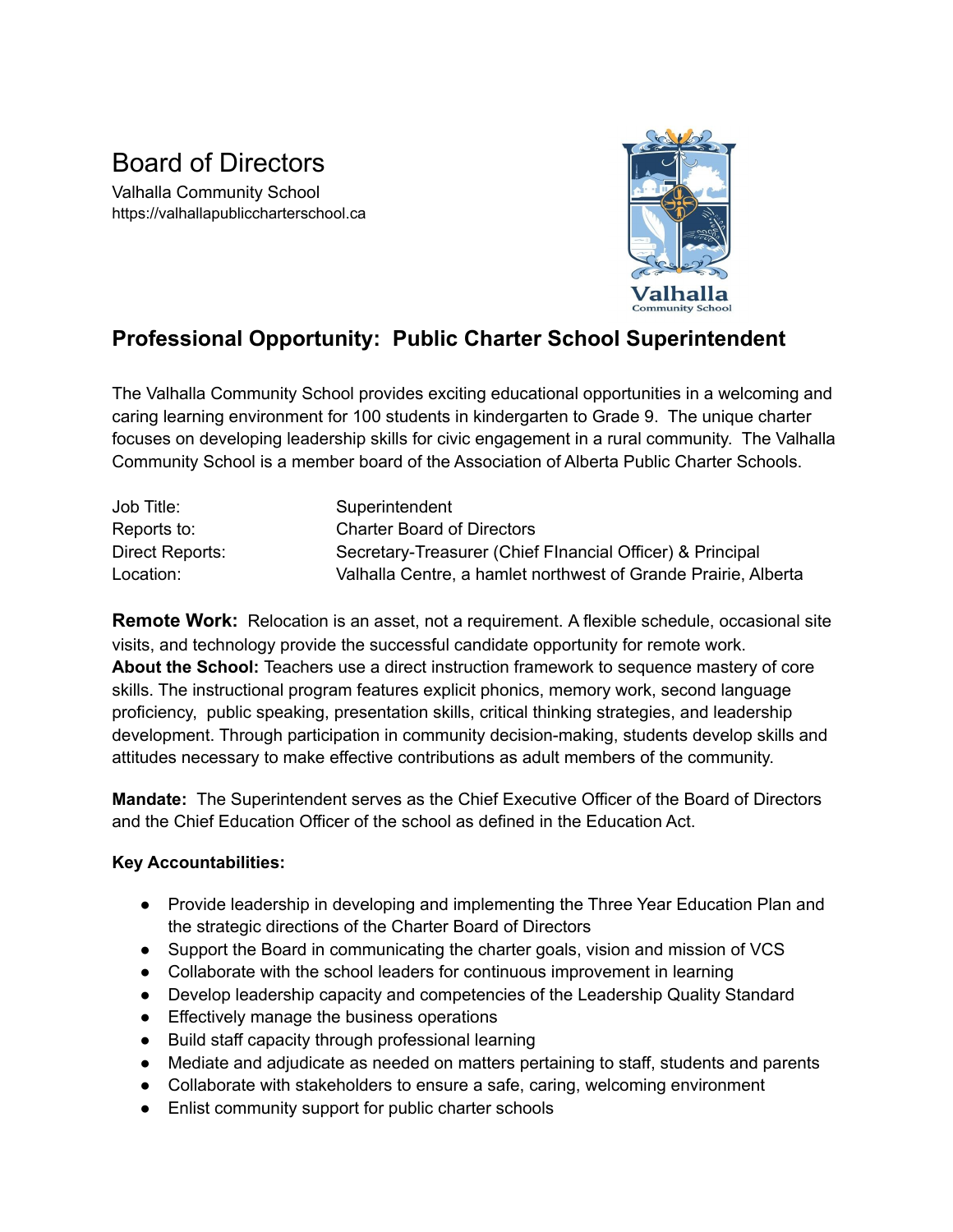# Board of Directors

Valhalla Community School
https://valhallapubliccharterschool.ca

Valhalla
Community School

## Professional Opportunity: Public Charter School Superintendent

The Valhalla Community School provides exciting educational opportunities in a welcoming and caring learning environment for 100 students in kindergarten to Grade 9. The unique charter focuses on developing leadership skills for civic engagement in a rural community. The Valhalla Community School is a member board of the Association of Alberta Public Charter Schools.

| | |
|---|---|
| Job Title: | Superintendent |
| Reports to: | Charter Board of Directors |
| Direct Reports: | Secretary-Treasurer (Chief FInancial Officer) & Principal |
| Location: | Valhalla Centre, a hamlet northwest of Grande Prairie, Alberta |

**Remote Work:** Relocation is an asset, not a requirement. A flexible schedule, occasional site visits, and technology provide the successful candidate opportunity for remote work.
**About the School:** Teachers use a direct instruction framework to sequence mastery of core skills. The instructional program features explicit phonics, memory work, second language proficiency, public speaking, presentation skills, critical thinking strategies, and leadership development. Through participation in community decision-making, students develop skills and attitudes necessary to make effective contributions as adult members of the community.

**Mandate:** The Superintendent serves as the Chief Executive Officer of the Board of Directors and the Chief Education Officer of the school as defined in the Education Act.

**Key Accountabilities:**

- Provide leadership in developing and implementing the Three Year Education Plan and the strategic directions of the Charter Board of Directors
- Support the Board in communicating the charter goals, vision and mission of VCS
- Collaborate with the school leaders for continuous improvement in learning
- Develop leadership capacity and competencies of the Leadership Quality Standard
- Effectively manage the business operations
- Build staff capacity through professional learning
- Mediate and adjudicate as needed on matters pertaining to staff, students and parents
- Collaborate with stakeholders to ensure a safe, caring, welcoming environment
- Enlist community support for public charter schools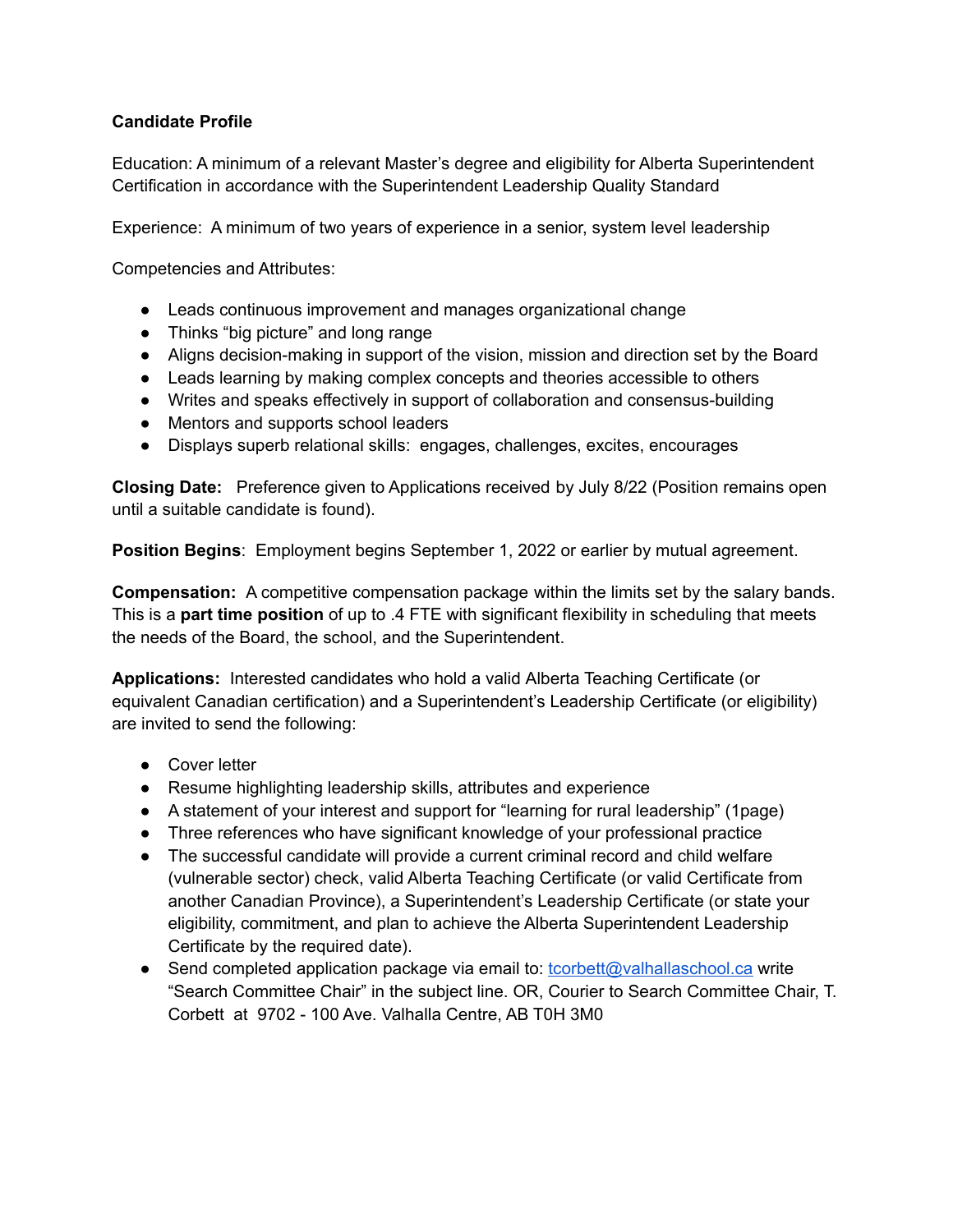**Candidate Profile**

Education: A minimum of a relevant Master's degree and eligibility for Alberta Superintendent Certification in accordance with the Superintendent Leadership Quality Standard

Experience: A minimum of two years of experience in a senior, system level leadership

Competencies and Attributes:

- Leads continuous improvement and manages organizational change
- Thinks "big picture" and long range
- Aligns decision-making in support of the vision, mission and direction set by the Board
- Leads learning by making complex concepts and theories accessible to others
- Writes and speaks effectively in support of collaboration and consensus-building
- Mentors and supports school leaders
- Displays superb relational skills: engages, challenges, excites, encourages

**Closing Date:** Preference given to Applications received by July 8/22 (Position remains open until a suitable candidate is found).

**Position Begins**: Employment begins September 1, 2022 or earlier by mutual agreement.

**Compensation:** A competitive compensation package within the limits set by the salary bands. This is a **part time position** of up to .4 FTE with significant flexibility in scheduling that meets the needs of the Board, the school, and the Superintendent.

**Applications:** Interested candidates who hold a valid Alberta Teaching Certificate (or equivalent Canadian certification) and a Superintendent's Leadership Certificate (or eligibility) are invited to send the following:

- Cover letter
- Resume highlighting leadership skills, attributes and experience
- A statement of your interest and support for "learning for rural leadership" (1page)
- Three references who have significant knowledge of your professional practice
- The successful candidate will provide a current criminal record and child welfare (vulnerable sector) check, valid Alberta Teaching Certificate (or valid Certificate from another Canadian Province), a Superintendent's Leadership Certificate (or state your eligibility, commitment, and plan to achieve the Alberta Superintendent Leadership Certificate by the required date).
- Send completed application package via email to: tcorbett@valhallaschool.ca write "Search Committee Chair" in the subject line. OR, Courier to Search Committee Chair, T. Corbett at 9702 - 100 Ave. Valhalla Centre, AB T0H 3M0